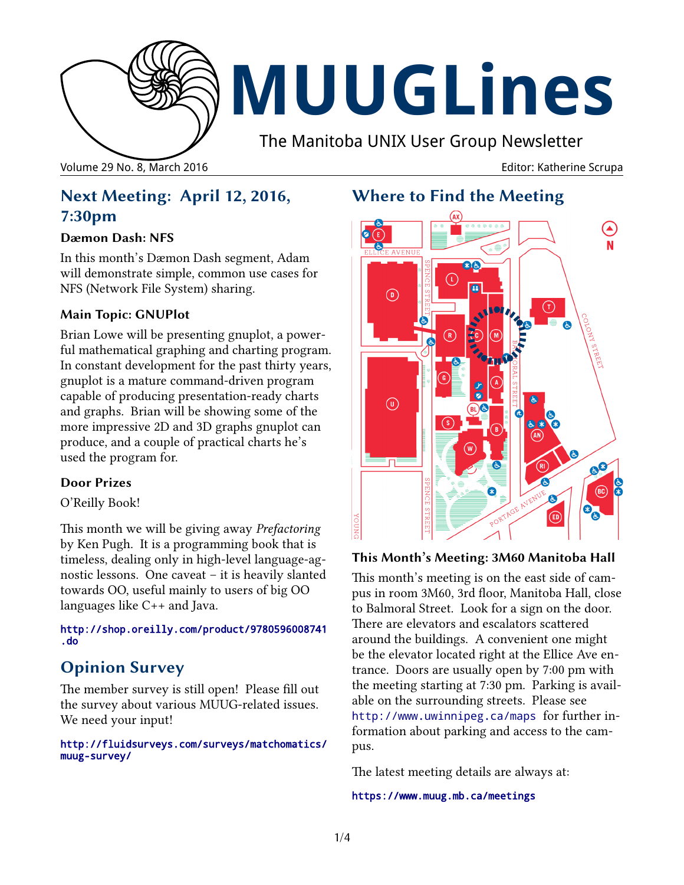# MUUGLines

The Manitoba UNIX User Group Newsletter

Volume 29 No. 8, March 2016 — Editor: Katherine Scrupa

## Next Meeting: April 12, 2016, 7:30pm

### Dæmon Dash: NFS

In this month's Dæmon Dash segment, Adam will demonstrate simple, common use cases for NFS (Network File System) sharing.

### Main Topic: GNUPlot

Brian Lowe will be presenting gnuplot, a powerful mathematical graphing and charting program. In constant development for the past thirty years, gnuplot is a mature command-driven program capable of producing presentation-ready charts and graphs. Brian will be showing some of the more impressive 2D and 3D graphs gnuplot can produce, and a couple of practical charts he's used the program for.

### Door Prizes

O'Reilly Book!

This month we will be giving away *Prefactoring* by Ken Pugh. It is a programming book that is timeless, dealing only in high-level language-agnostic lessons. One caveat – it is heavily slanted towards OO, useful mainly to users of big OO languages like C++ and Java.

http://shop.oreilly.com/product/9780596008741.do

## Opinion Survey

The member survey is still open! Please fill out the survey about various MUUG-related issues. We need your input!

http://fluidsurveys.com/surveys/matchomatics/muug-survey/

## Where to Find the Meeting

### This Month's Meeting: 3M60 Manitoba Hall

This month's meeting is on the east side of campus in room 3M60, 3rd floor, Manitoba Hall, close to Balmoral Street. Look for a sign on the door. There are elevators and escalators scattered around the buildings. A convenient one might be the elevator located right at the Ellice Ave entrance. Doors are usually open by 7:00 pm with the meeting starting at 7:30 pm. Parking is available on the surrounding streets. Please see http://www.uwinnipeg.ca/maps for further information about parking and access to the campus.

The latest meeting details are always at:

https://www.muug.mb.ca/meetings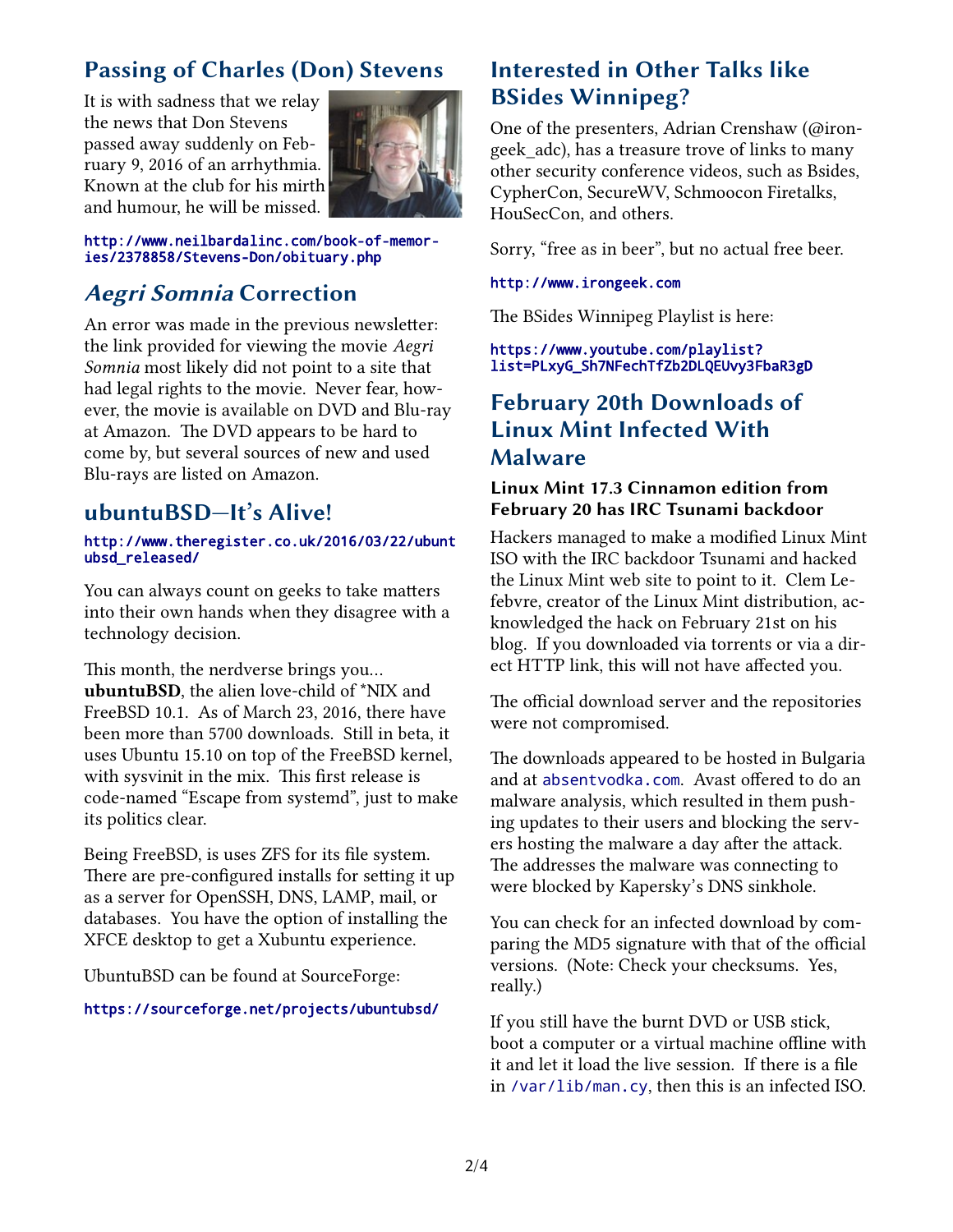## Passing of Charles (Don) Stevens

It is with sadness that we relay the news that Don Stevens passed away suddenly on February 9, 2016 of an arrhythmia. Known at the club for his mirth and humour, he will be missed.

http://www.neilbardalinc.com/book-of-memories/2378858/Stevens-Don/obituary.php

## *Aegri Somnia* Correction

An error was made in the previous newsletter: the link provided for viewing the movie *Aegri Somnia* most likely did not point to a site that had legal rights to the movie. Never fear, however, the movie is available on DVD and Blu-ray at Amazon. The DVD appears to be hard to come by, but several sources of new and used Blu-rays are listed on Amazon.

## ubuntuBSD—It's Alive!

http://www.theregister.co.uk/2016/03/22/ubuntubsd_released/

You can always count on geeks to take matters into their own hands when they disagree with a technology decision.

This month, the nerdverse brings you… **ubuntuBSD**, the alien love-child of *NIX and FreeBSD 10.1. As of March 23, 2016, there have been more than 5700 downloads. Still in beta, it uses Ubuntu 15.10 on top of the FreeBSD kernel, with sysvinit in the mix. This first release is code-named "Escape from systemd", just to make its politics clear.

Being FreeBSD, is uses ZFS for its file system. There are pre-configured installs for setting it up as a server for OpenSSH, DNS, LAMP, mail, or databases. You have the option of installing the XFCE desktop to get a Xubuntu experience.

UbuntuBSD can be found at SourceForge:

https://sourceforge.net/projects/ubuntubsd/

## Interested in Other Talks like BSides Winnipeg?

One of the presenters, Adrian Crenshaw (@irongeek_adc), has a treasure trove of links to many other security conference videos, such as Bsides, CypherCon, SecureWV, Schmoocon Firetalks, HouSecCon, and others.

Sorry, "free as in beer", but no actual free beer.

http://www.irongeek.com

The BSides Winnipeg Playlist is here:

https://www.youtube.com/playlist?list=PLxyG_Sh7NFechTfZb2DLQEUvy3FbaR3gD

## February 20th Downloads of Linux Mint Infected With Malware

### Linux Mint 17.3 Cinnamon edition from February 20 has IRC Tsunami backdoor

Hackers managed to make a modified Linux Mint ISO with the IRC backdoor Tsunami and hacked the Linux Mint web site to point to it. Clem Lefebvre, creator of the Linux Mint distribution, acknowledged the hack on February 21st on his blog. If you downloaded via torrents or via a direct HTTP link, this will not have affected you.

The official download server and the repositories were not compromised.

The downloads appeared to be hosted in Bulgaria and at `absentvodka.com`. Avast offered to do an malware analysis, which resulted in them pushing updates to their users and blocking the servers hosting the malware a day after the attack. The addresses the malware was connecting to were blocked by Kapersky's DNS sinkhole.

You can check for an infected download by comparing the MD5 signature with that of the official versions. (Note: Check your checksums. Yes, really.)

If you still have the burnt DVD or USB stick, boot a computer or a virtual machine offline with it and let it load the live session. If there is a file in `/var/lib/man.cy`, then this is an infected ISO.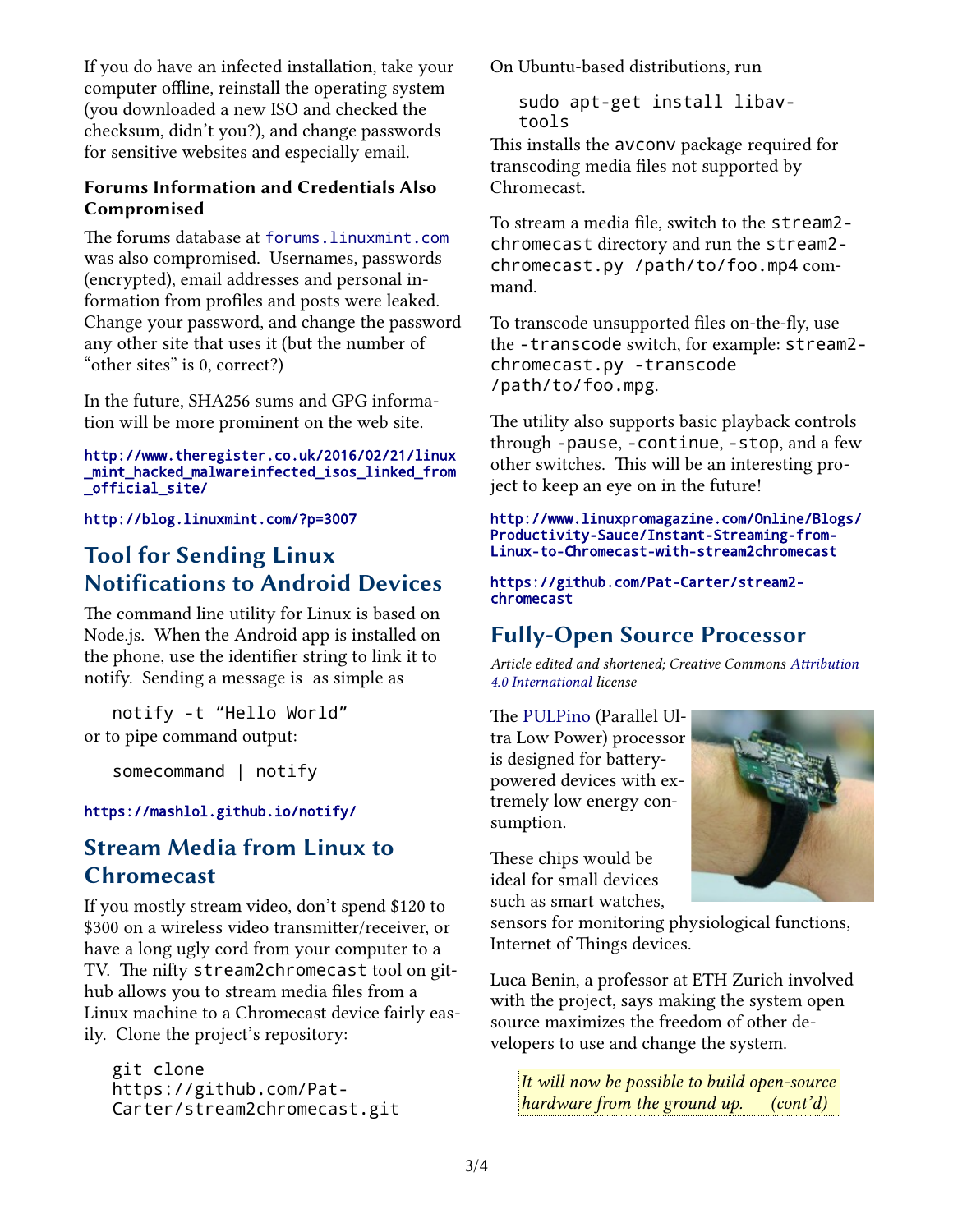If you do have an infected installation, take your computer offline, reinstall the operating system (you downloaded a new ISO and checked the checksum, didn't you?), and change passwords for sensitive websites and especially email.

### Forums Information and Credentials Also Compromised

The forums database at forums.linuxmint.com was also compromised. Usernames, passwords (encrypted), email addresses and personal information from profiles and posts were leaked. Change your password, and change the password any other site that uses it (but the number of "other sites" is 0, correct?)

In the future, SHA256 sums and GPG information will be more prominent on the web site.

http://www.theregister.co.uk/2016/02/21/linux_mint_hacked_malwareinfected_isos_linked_from_official_site/

http://blog.linuxmint.com/?p=3007

## Tool for Sending Linux Notifications to Android Devices

The command line utility for Linux is based on Node.js. When the Android app is installed on the phone, use the identifier string to link it to notify. Sending a message is as simple as

```
notify -t "Hello World"
```

or to pipe command output:

```
somecommand | notify
```

https://mashlol.github.io/notify/

## Stream Media from Linux to Chromecast

If you mostly stream video, don't spend $120 to $300 on a wireless video transmitter/receiver, or have a long ugly cord from your computer to a TV. The nifty `stream2chromecast` tool on github allows you to stream media files from a Linux machine to a Chromecast device fairly easily. Clone the project's repository:

```
git clone https://github.com/Pat-Carter/stream2chromecast.git
```

On Ubuntu-based distributions, run

```
sudo apt-get install libav-tools
```

This installs the `avconv` package required for transcoding media files not supported by Chromecast.

To stream a media file, switch to the `stream2chromecast` directory and run the `stream2chromecast.py /path/to/foo.mp4` command.

To transcode unsupported files on-the-fly, use the `-transcode` switch, for example: `stream2chromecast.py -transcode /path/to/foo.mpg`.

The utility also supports basic playback controls through `-pause`, `-continue`, `-stop`, and a few other switches. This will be an interesting project to keep an eye on in the future!

http://www.linuxpromagazine.com/Online/Blogs/Productivity-Sauce/Instant-Streaming-from-Linux-to-Chromecast-with-stream2chromecast

https://github.com/Pat-Carter/stream2-chromecast

## Fully-Open Source Processor

*Article edited and shortened; Creative Commons Attribution 4.0 International license*

The PULPino (Parallel Ultra Low Power) processor is designed for battery-powered devices with extremely low energy consumption.

These chips would be ideal for small devices such as smart watches, sensors for monitoring physiological functions, Internet of Things devices.

Luca Benin, a professor at ETH Zurich involved with the project, says making the system open source maximizes the freedom of other developers to use and change the system.

> *It will now be possible to build open-source hardware from the ground up.* (cont'd)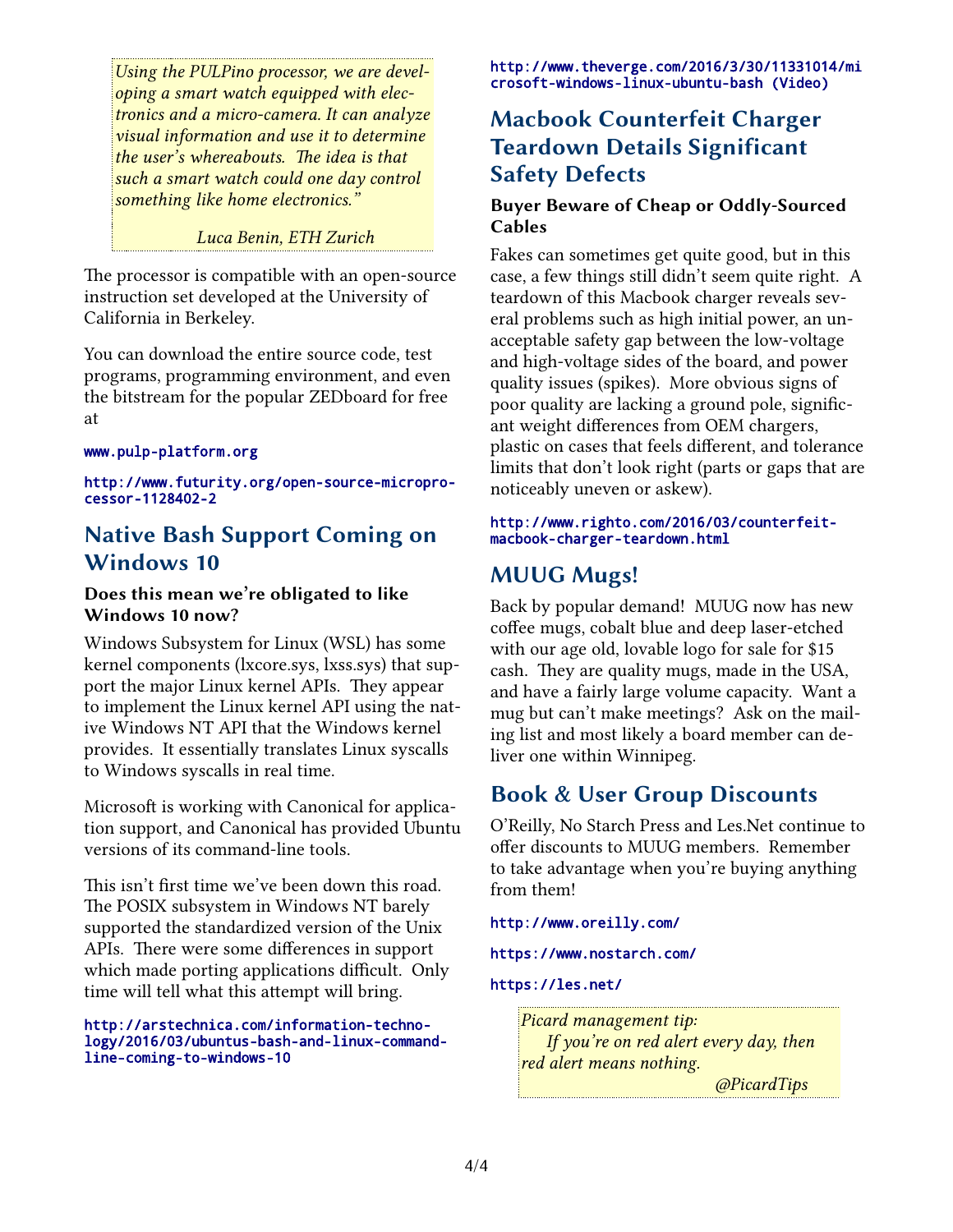> *Using the PULPino processor, we are developing a smart watch equipped with electronics and a micro-camera. It can analyze visual information and use it to determine the user's whereabouts. The idea is that such a smart watch could one day control something like home electronics."*
>
> *Luca Benin, ETH Zurich*

The processor is compatible with an open-source instruction set developed at the University of California in Berkeley.

You can download the entire source code, test programs, programming environment, and even the bitstream for the popular ZEDboard for free at

`www.pulp-platform.org`

`http://www.futurity.org/open-source-microprocessor-1128402-2`

## Native Bash Support Coming on Windows 10

### Does this mean we're obligated to like Windows 10 now?

Windows Subsystem for Linux (WSL) has some kernel components (lxcore.sys, lxss.sys) that support the major Linux kernel APIs. They appear to implement the Linux kernel API using the native Windows NT API that the Windows kernel provides. It essentially translates Linux syscalls to Windows syscalls in real time.

Microsoft is working with Canonical for application support, and Canonical has provided Ubuntu versions of its command-line tools.

This isn't first time we've been down this road. The POSIX subsystem in Windows NT barely supported the standardized version of the Unix APIs. There were some differences in support which made porting applications difficult. Only time will tell what this attempt will bring.

`http://arstechnica.com/information-technology/2016/03/ubuntus-bash-and-linux-command-line-coming-to-windows-10`

`http://www.theverge.com/2016/3/30/11331014/microsoft-windows-linux-ubuntu-bash (Video)`

## Macbook Counterfeit Charger Teardown Details Significant Safety Defects

### Buyer Beware of Cheap or Oddly-Sourced Cables

Fakes can sometimes get quite good, but in this case, a few things still didn't seem quite right. A teardown of this Macbook charger reveals several problems such as high initial power, an unacceptable safety gap between the low-voltage and high-voltage sides of the board, and power quality issues (spikes). More obvious signs of poor quality are lacking a ground pole, significant weight differences from OEM chargers, plastic on cases that feels different, and tolerance limits that don't look right (parts or gaps that are noticeably uneven or askew).

`http://www.righto.com/2016/03/counterfeit-macbook-charger-teardown.html`

## MUUG Mugs!

Back by popular demand! MUUG now has new coffee mugs, cobalt blue and deep laser-etched with our age old, lovable logo for sale for $15 cash. They are quality mugs, made in the USA, and have a fairly large volume capacity. Want a mug but can't make meetings? Ask on the mailing list and most likely a board member can deliver one within Winnipeg.

## Book & User Group Discounts

O'Reilly, No Starch Press and Les.Net continue to offer discounts to MUUG members. Remember to take advantage when you're buying anything from them!

`http://www.oreilly.com/`

`https://www.nostarch.com/`

`https://les.net/`

> *Picard management tip:*
> *If you're on red alert every day, then red alert means nothing.*
>
> *@PicardTips*